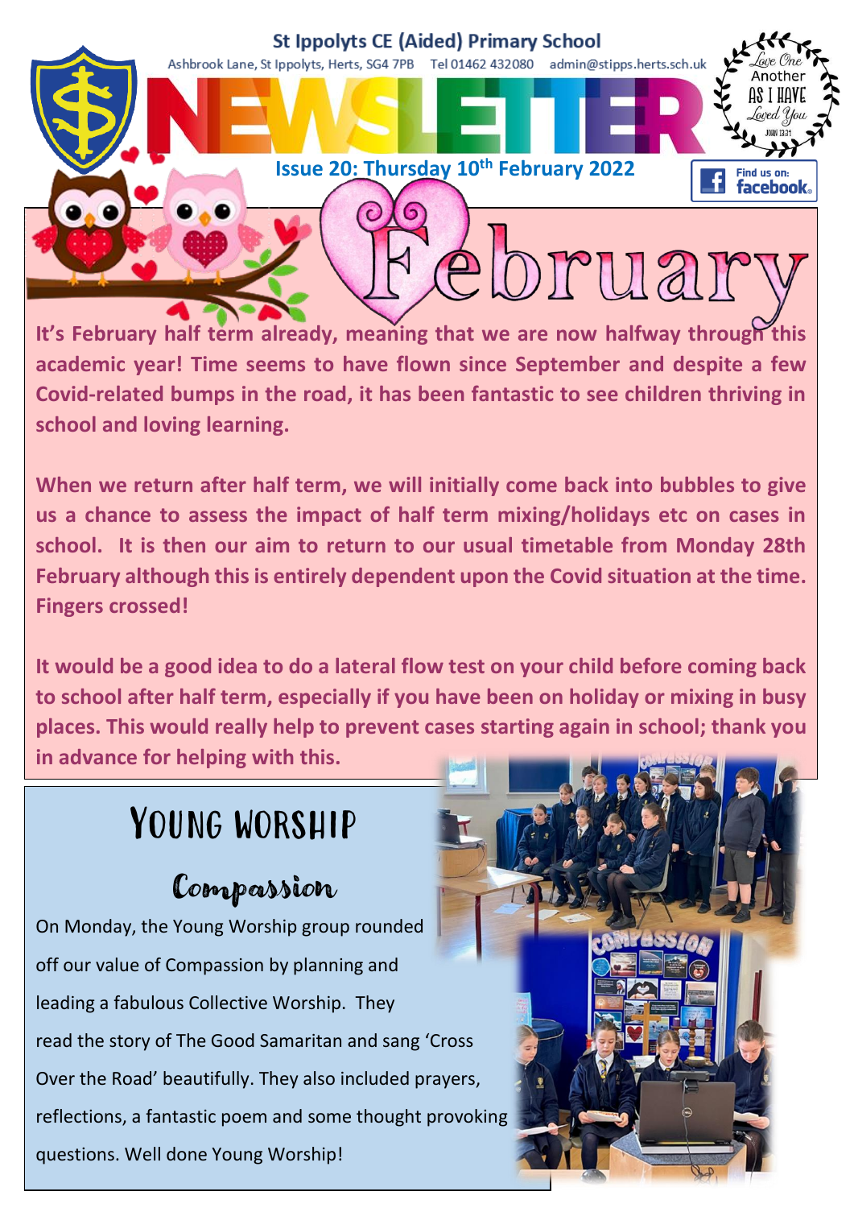# St Ippolyts CE (Aided) Primary School

Ashbrook Lane, St Ippolyts, Herts, SG4 7PB Tel 01462 432080 admin@stipps.herts.sch.uk

# NEWSLETTER

Love One Another As I Have Loved You — John 13:34

**Issue 20: Thursday 10th February 2022**

Find us on: facebook

## February

**It's February half term already, meaning that we are now halfway through this academic year! Time seems to have flown since September and despite a few Covid-related bumps in the road, it has been fantastic to see children thriving in school and loving learning.**

**When we return after half term, we will initially come back into bubbles to give us a chance to assess the impact of half term mixing/holidays etc on cases in school. It is then our aim to return to our usual timetable from Monday 28th February although this is entirely dependent upon the Covid situation at the time. Fingers crossed!**

**It would be a good idea to do a lateral flow test on your child before coming back to school after half term, especially if you have been on holiday or mixing in busy places. This would really help to prevent cases starting again in school; thank you in advance for helping with this.**

## Young Worship

### Compassion

On Monday, the Young Worship group rounded off our value of Compassion by planning and leading a fabulous Collective Worship. They read the story of The Good Samaritan and sang 'Cross Over the Road' beautifully. They also included prayers, reflections, a fantastic poem and some thought provoking questions. Well done Young Worship!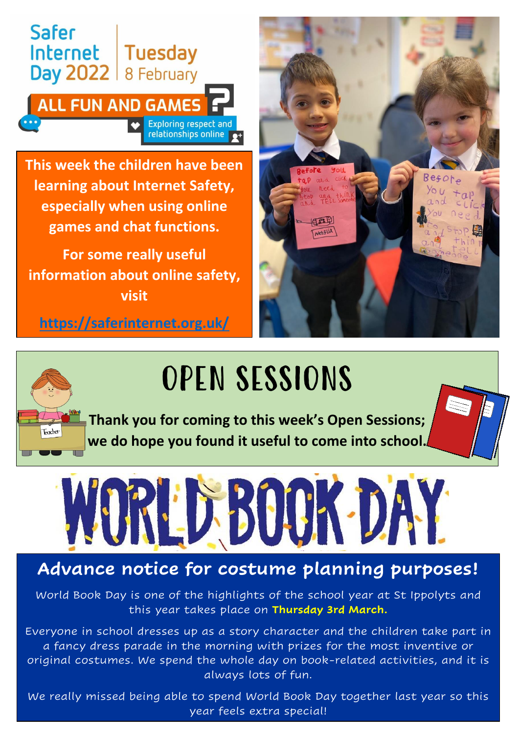# Safer Internet Day 2022

**Tuesday 8 February**

**ALL FUN AND GAMES?**

Exploring respect and relationships online

**This week the children have been learning about Internet Safety, especially when using online games and chat functions.**

**For some really useful information about online safety, visit**

**https://saferinternet.org.uk/**

# OPEN SESSIONS

**Thank you for coming to this week's Open Sessions; we do hope you found it useful to come into school.**

# WORLD BOOK DAY

## Advance notice for costume planning purposes!

World Book Day is one of the highlights of the school year at St Ippolyts and this year takes place on **Thursday 3rd March.**

Everyone in school dresses up as a story character and the children take part in a fancy dress parade in the morning with prizes for the most inventive or original costumes. We spend the whole day on book-related activities, and it is always lots of fun.

We really missed being able to spend World Book Day together last year so this year feels extra special!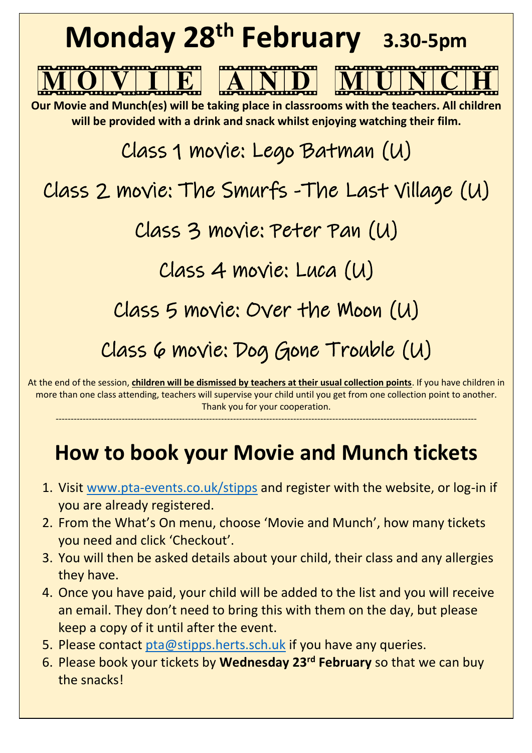# Monday 28th February 3.30-5pm

# MOVIE AND MUNCH

**Our Movie and Munch(es) will be taking place in classrooms with the teachers. All children will be provided with a drink and snack whilst enjoying watching their film.**

## Class 1 movie: Lego Batman (U)

## Class 2 movie: The Smurfs -The Last Village (U)

## Class 3 movie: Peter Pan (U)

## Class 4 movie: Luca (U)

## Class 5 movie: Over the Moon (U)

## Class 6 movie: Dog Gone Trouble (U)

At the end of the session, **children will be dismissed by teachers at their usual collection points**. If you have children in more than one class attending, teachers will supervise your child until you get from one collection point to another. Thank you for your cooperation.

---

## How to book your Movie and Munch tickets

1. Visit www.pta-events.co.uk/stipps and register with the website, or log-in if you are already registered.
2. From the What's On menu, choose 'Movie and Munch', how many tickets you need and click 'Checkout'.
3. You will then be asked details about your child, their class and any allergies they have.
4. Once you have paid, your child will be added to the list and you will receive an email. They don't need to bring this with them on the day, but please keep a copy of it until after the event.
5. Please contact pta@stipps.herts.sch.uk if you have any queries.
6. Please book your tickets by **Wednesday 23rd February** so that we can buy the snacks!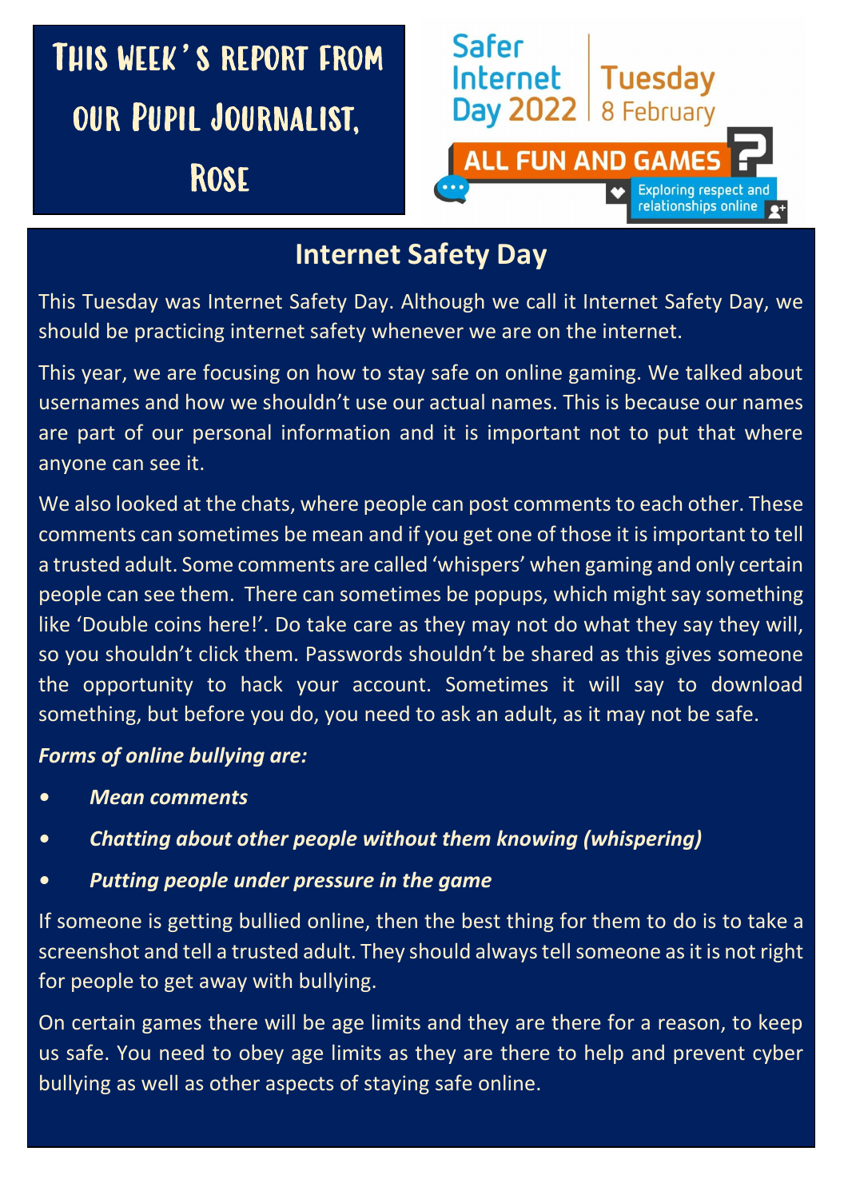# This week's report from our Pupil Journalist, Rose

Safer Internet Day 2022 | Tuesday 8 February

ALL FUN AND GAMES?

Exploring respect and relationships online

## Internet Safety Day

This Tuesday was Internet Safety Day. Although we call it Internet Safety Day, we should be practicing internet safety whenever we are on the internet.

This year, we are focusing on how to stay safe on online gaming. We talked about usernames and how we shouldn't use our actual names. This is because our names are part of our personal information and it is important not to put that where anyone can see it.

We also looked at the chats, where people can post comments to each other. These comments can sometimes be mean and if you get one of those it is important to tell a trusted adult. Some comments are called 'whispers' when gaming and only certain people can see them. There can sometimes be popups, which might say something like 'Double coins here!'. Do take care as they may not do what they say they will, so you shouldn't click them. Passwords shouldn't be shared as this gives someone the opportunity to hack your account. Sometimes it will say to download something, but before you do, you need to ask an adult, as it may not be safe.

***Forms of online bullying are:***

- ***Mean comments***
- ***Chatting about other people without them knowing (whispering)***
- ***Putting people under pressure in the game***

If someone is getting bullied online, then the best thing for them to do is to take a screenshot and tell a trusted adult. They should always tell someone as it is not right for people to get away with bullying.

On certain games there will be age limits and they are there for a reason, to keep us safe. You need to obey age limits as they are there to help and prevent cyber bullying as well as other aspects of staying safe online.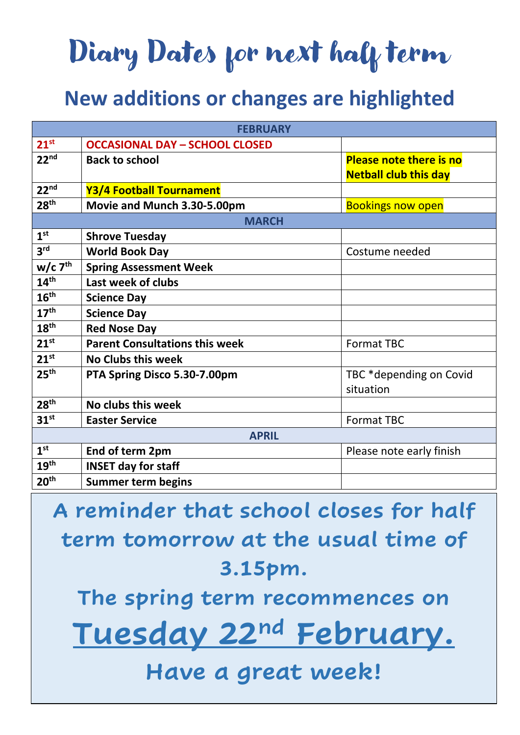# Diary Dates for next half term

## New additions or changes are highlighted

| FEBRUARY | | |
|---|---|---|
| 21st | **OCCASIONAL DAY – SCHOOL CLOSED** | |
| 22nd | **Back to school** | **Please note there is no Netball club this day** |
| 22nd | **Y3/4 Football Tournament** | |
| 28th | **Movie and Munch 3.30-5.00pm** | Bookings now open |
| **MARCH** | | |
| 1st | **Shrove Tuesday** | |
| 3rd | **World Book Day** | Costume needed |
| w/c 7th | **Spring Assessment Week** | |
| 14th | **Last week of clubs** | |
| 16th | **Science Day** | |
| 17th | **Science Day** | |
| 18th | **Red Nose Day** | |
| 21st | **Parent Consultations this week** | Format TBC |
| 21st | **No Clubs this week** | |
| 25th | **PTA Spring Disco 5.30-7.00pm** | TBC *depending on Covid situation |
| 28th | **No clubs this week** | |
| 31st | **Easter Service** | Format TBC |
| **APRIL** | | |
| 1st | **End of term 2pm** | Please note early finish |
| 19th | **INSET day for staff** | |
| 20th | **Summer term begins** | |

**A reminder that school closes for half term tomorrow at the usual time of 3.15pm.**

**The spring term recommences on**

## Tuesday 22nd February.

**Have a great week!**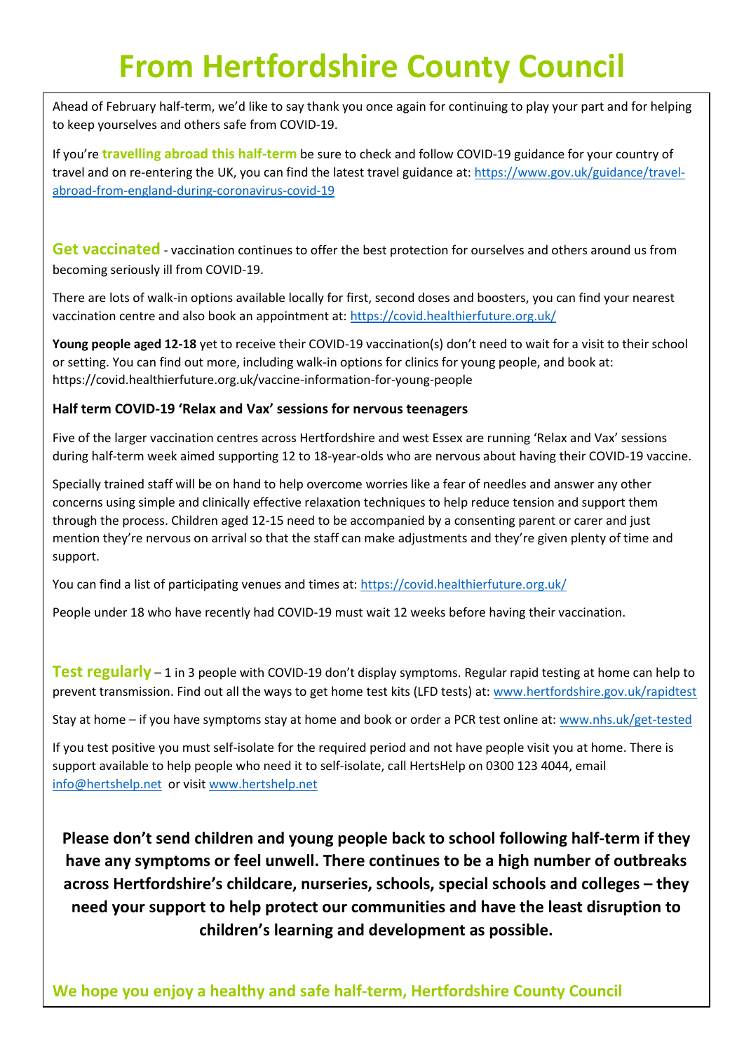# From Hertfordshire County Council

Ahead of February half-term, we'd like to say thank you once again for continuing to play your part and for helping to keep yourselves and others safe from COVID-19.

If you're **travelling abroad this half-term** be sure to check and follow COVID-19 guidance for your country of travel and on re-entering the UK, you can find the latest travel guidance at: https://www.gov.uk/guidance/travel-abroad-from-england-during-coronavirus-covid-19

**Get vaccinated** - vaccination continues to offer the best protection for ourselves and others around us from becoming seriously ill from COVID-19.

There are lots of walk-in options available locally for first, second doses and boosters, you can find your nearest vaccination centre and also book an appointment at: https://covid.healthierfuture.org.uk/

**Young people aged 12-18** yet to receive their COVID-19 vaccination(s) don't need to wait for a visit to their school or setting. You can find out more, including walk-in options for clinics for young people, and book at: https://covid.healthierfuture.org.uk/vaccine-information-for-young-people

**Half term COVID-19 'Relax and Vax' sessions for nervous teenagers**

Five of the larger vaccination centres across Hertfordshire and west Essex are running 'Relax and Vax' sessions during half-term week aimed supporting 12 to 18-year-olds who are nervous about having their COVID-19 vaccine.

Specially trained staff will be on hand to help overcome worries like a fear of needles and answer any other concerns using simple and clinically effective relaxation techniques to help reduce tension and support them through the process. Children aged 12-15 need to be accompanied by a consenting parent or carer and just mention they're nervous on arrival so that the staff can make adjustments and they're given plenty of time and support.

You can find a list of participating venues and times at: https://covid.healthierfuture.org.uk/

People under 18 who have recently had COVID-19 must wait 12 weeks before having their vaccination.

**Test regularly** – 1 in 3 people with COVID-19 don't display symptoms. Regular rapid testing at home can help to prevent transmission. Find out all the ways to get home test kits (LFD tests) at: www.hertfordshire.gov.uk/rapidtest

Stay at home – if you have symptoms stay at home and book or order a PCR test online at: www.nhs.uk/get-tested

If you test positive you must self-isolate for the required period and not have people visit you at home. There is support available to help people who need it to self-isolate, call HertsHelp on 0300 123 4044, email info@hertshelp.net or visit www.hertshelp.net

**Please don't send children and young people back to school following half-term if they have any symptoms or feel unwell. There continues to be a high number of outbreaks across Hertfordshire's childcare, nurseries, schools, special schools and colleges – they need your support to help protect our communities and have the least disruption to children's learning and development as possible.**

**We hope you enjoy a healthy and safe half-term, Hertfordshire County Council**